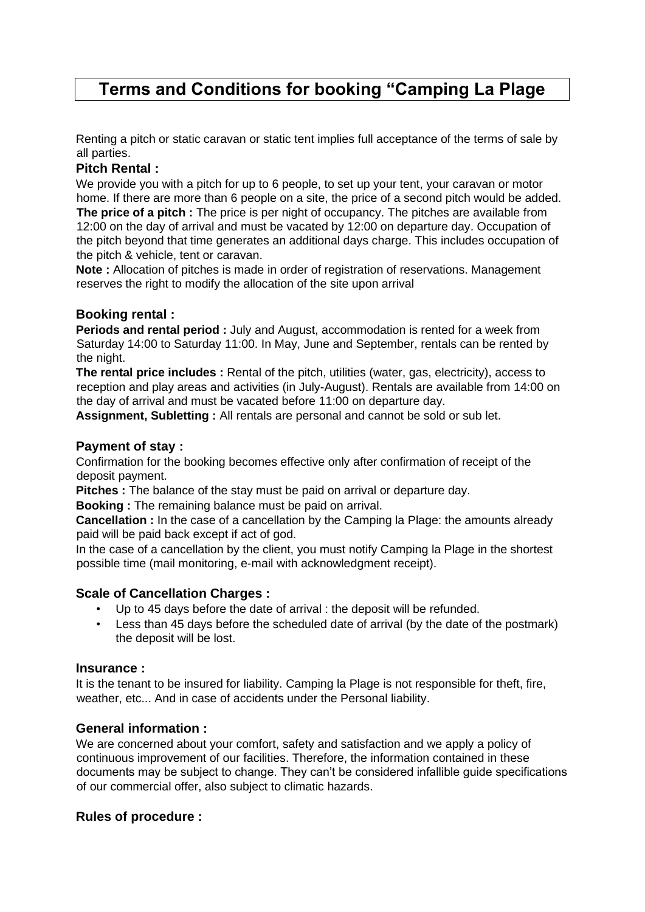# Terms and Conditions for booking “Camping La Plage

Renting a pitch or static caravan or static tent implies full acceptance of the terms of sale by all parties.

### Pitch Rental :

We provide you with a pitch for up to 6 people, to set up your tent, your caravan or motor home. If there are more than 6 people on a site, the price of a second pitch would be added.

**The price of a pitch :** The price is per night of occupancy. The pitches are available from 12:00 on the day of arrival and must be vacated by 12:00 on departure day. Occupation of the pitch beyond that time generates an additional days charge. This includes occupation of the pitch & vehicle, tent or caravan.

**Note :** Allocation of pitches is made in order of registration of reservations. Management reserves the right to modify the allocation of the site upon arrival

### Booking rental :

**Periods and rental period :** July and August, accommodation is rented for a week from Saturday 14:00 to Saturday 11:00. In May, June and September, rentals can be rented by the night.

**The rental price includes :** Rental of the pitch, utilities (water, gas, electricity), access to reception and play areas and activities (in July-August). Rentals are available from 14:00 on the day of arrival and must be vacated before 11:00 on departure day.

**Assignment, Subletting :** All rentals are personal and cannot be sold or sub let.

### Payment of stay :

Confirmation for the booking becomes effective only after confirmation of receipt of the deposit payment.

**Pitches :** The balance of the stay must be paid on arrival or departure day.

**Booking :** The remaining balance must be paid on arrival.

**Cancellation :** In the case of a cancellation by the Camping la Plage: the amounts already paid will be paid back except if act of god.

In the case of a cancellation by the client, you must notify Camping la Plage in the shortest possible time (mail monitoring, e-mail with acknowledgment receipt).

### Scale of Cancellation Charges :

- Up to 45 days before the date of arrival : the deposit will be refunded.
- Less than 45 days before the scheduled date of arrival (by the date of the postmark) the deposit will be lost.

### Insurance :

It is the tenant to be insured for liability. Camping la Plage is not responsible for theft, fire, weather, etc... And in case of accidents under the Personal liability.

### General information :

We are concerned about your comfort, safety and satisfaction and we apply a policy of continuous improvement of our facilities. Therefore, the information contained in these documents may be subject to change. They can’t be considered infallible guide specifications of our commercial offer, also subject to climatic hazards.

### Rules of procedure :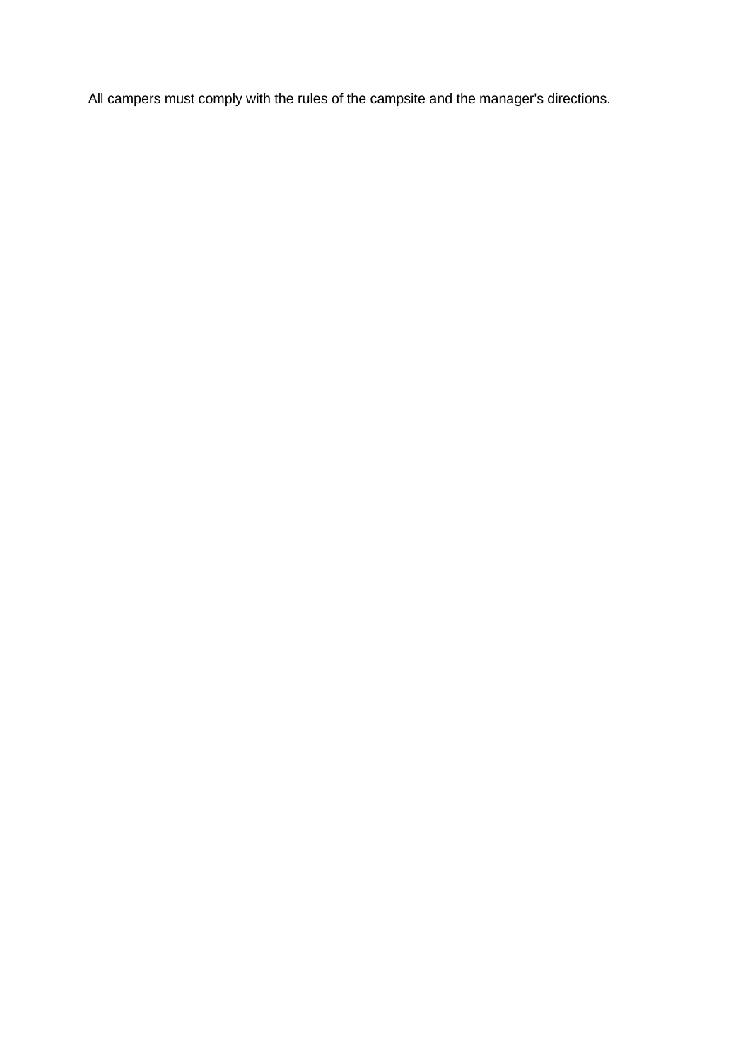All campers must comply with the rules of the campsite and the manager's directions.